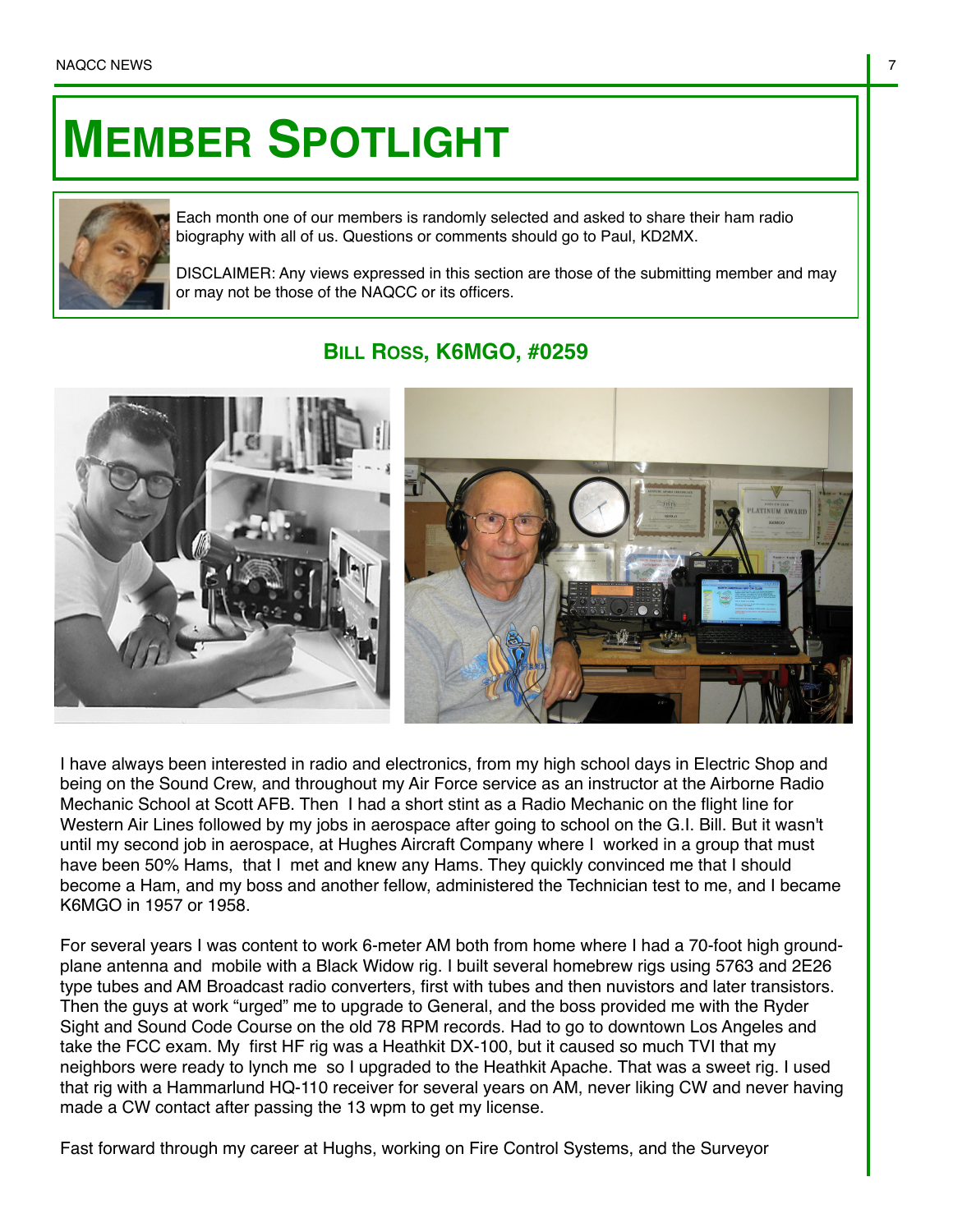# MEMBER SPOTLIGHT

Each month one of our members is randomly selected and asked to share their ham radio biography with all of us. Questions or comments should go to Paul, KD2MX.

DISCLAIMER: Any views expressed in this section are those of the submitting member and may or may not be those of the NAQCC or its officers.

## BILL ROSS, K6MGO, #0259

I have always been interested in radio and electronics, from my high school days in Electric Shop and being on the Sound Crew, and throughout my Air Force service as an instructor at the Airborne Radio Mechanic School at Scott AFB. Then I had a short stint as a Radio Mechanic on the flight line for Western Air Lines followed by my jobs in aerospace after going to school on the G.I. Bill. But it wasn't until my second job in aerospace, at Hughes Aircraft Company where I worked in a group that must have been 50% Hams, that I met and knew any Hams. They quickly convinced me that I should become a Ham, and my boss and another fellow, administered the Technician test to me, and I became K6MGO in 1957 or 1958.

For several years I was content to work 6-meter AM both from home where I had a 70-foot high ground-plane antenna and mobile with a Black Widow rig. I built several homebrew rigs using 5763 and 2E26 type tubes and AM Broadcast radio converters, first with tubes and then nuvistors and later transistors. Then the guys at work "urged" me to upgrade to General, and the boss provided me with the Ryder Sight and Sound Code Course on the old 78 RPM records. Had to go to downtown Los Angeles and take the FCC exam. My first HF rig was a Heathkit DX-100, but it caused so much TVI that my neighbors were ready to lynch me so I upgraded to the Heathkit Apache. That was a sweet rig. I used that rig with a Hammarlund HQ-110 receiver for several years on AM, never liking CW and never having made a CW contact after passing the 13 wpm to get my license.

Fast forward through my career at Hughs, working on Fire Control Systems, and the Surveyor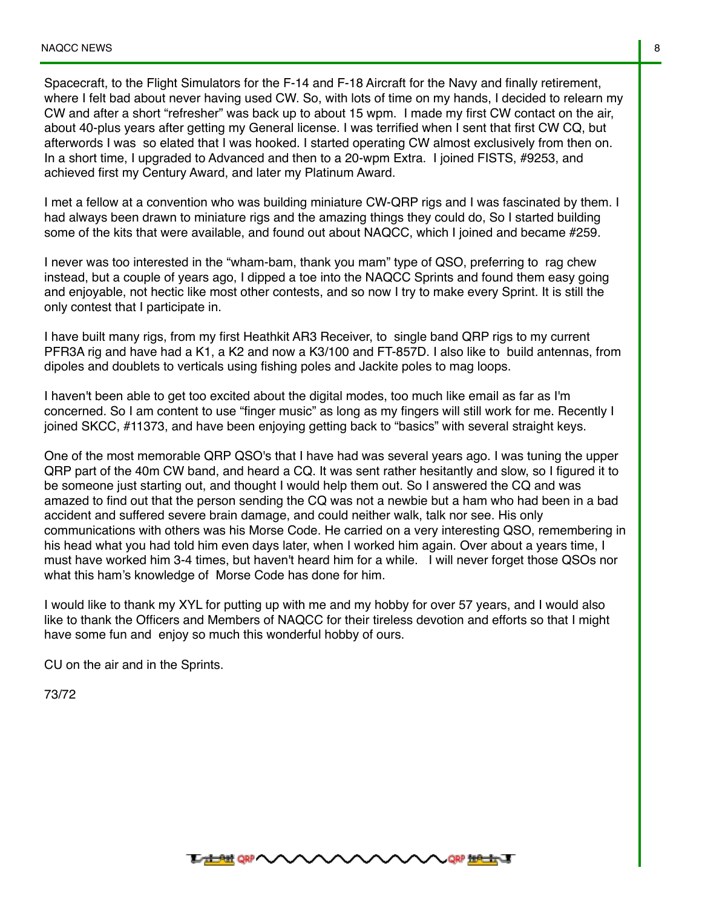Spacecraft, to the Flight Simulators for the F-14 and F-18 Aircraft for the Navy and finally retirement, where I felt bad about never having used CW. So, with lots of time on my hands, I decided to relearn my CW and after a short "refresher" was back up to about 15 wpm. I made my first CW contact on the air, about 40-plus years after getting my General license. I was terrified when I sent that first CW CQ, but afterwords I was so elated that I was hooked. I started operating CW almost exclusively from then on. In a short time, I upgraded to Advanced and then to a 20-wpm Extra. I joined FISTS, #9253, and achieved first my Century Award, and later my Platinum Award.

I met a fellow at a convention who was building miniature CW-QRP rigs and I was fascinated by them. I had always been drawn to miniature rigs and the amazing things they could do, So I started building some of the kits that were available, and found out about NAQCC, which I joined and became #259.

I never was too interested in the "wham-bam, thank you mam" type of QSO, preferring to rag chew instead, but a couple of years ago, I dipped a toe into the NAQCC Sprints and found them easy going and enjoyable, not hectic like most other contests, and so now I try to make every Sprint. It is still the only contest that I participate in.

I have built many rigs, from my first Heathkit AR3 Receiver, to single band QRP rigs to my current PFR3A rig and have had a K1, a K2 and now a K3/100 and FT-857D. I also like to build antennas, from dipoles and doublets to verticals using fishing poles and Jackite poles to mag loops.

I haven't been able to get too excited about the digital modes, too much like email as far as I'm concerned. So I am content to use "finger music" as long as my fingers will still work for me. Recently I joined SKCC, #11373, and have been enjoying getting back to "basics" with several straight keys.

One of the most memorable QRP QSO's that I have had was several years ago. I was tuning the upper QRP part of the 40m CW band, and heard a CQ. It was sent rather hesitantly and slow, so I figured it to be someone just starting out, and thought I would help them out. So I answered the CQ and was amazed to find out that the person sending the CQ was not a newbie but a ham who had been in a bad accident and suffered severe brain damage, and could neither walk, talk nor see. His only communications with others was his Morse Code. He carried on a very interesting QSO, remembering in his head what you had told him even days later, when I worked him again. Over about a years time, I must have worked him 3-4 times, but haven't heard him for a while. I will never forget those QSOs nor what this ham's knowledge of Morse Code has done for him.

I would like to thank my XYL for putting up with me and my hobby for over 57 years, and I would also like to thank the Officers and Members of NAQCC for their tireless devotion and efforts so that I might have some fun and enjoy so much this wonderful hobby of ours.

CU on the air and in the Sprints.

73/72